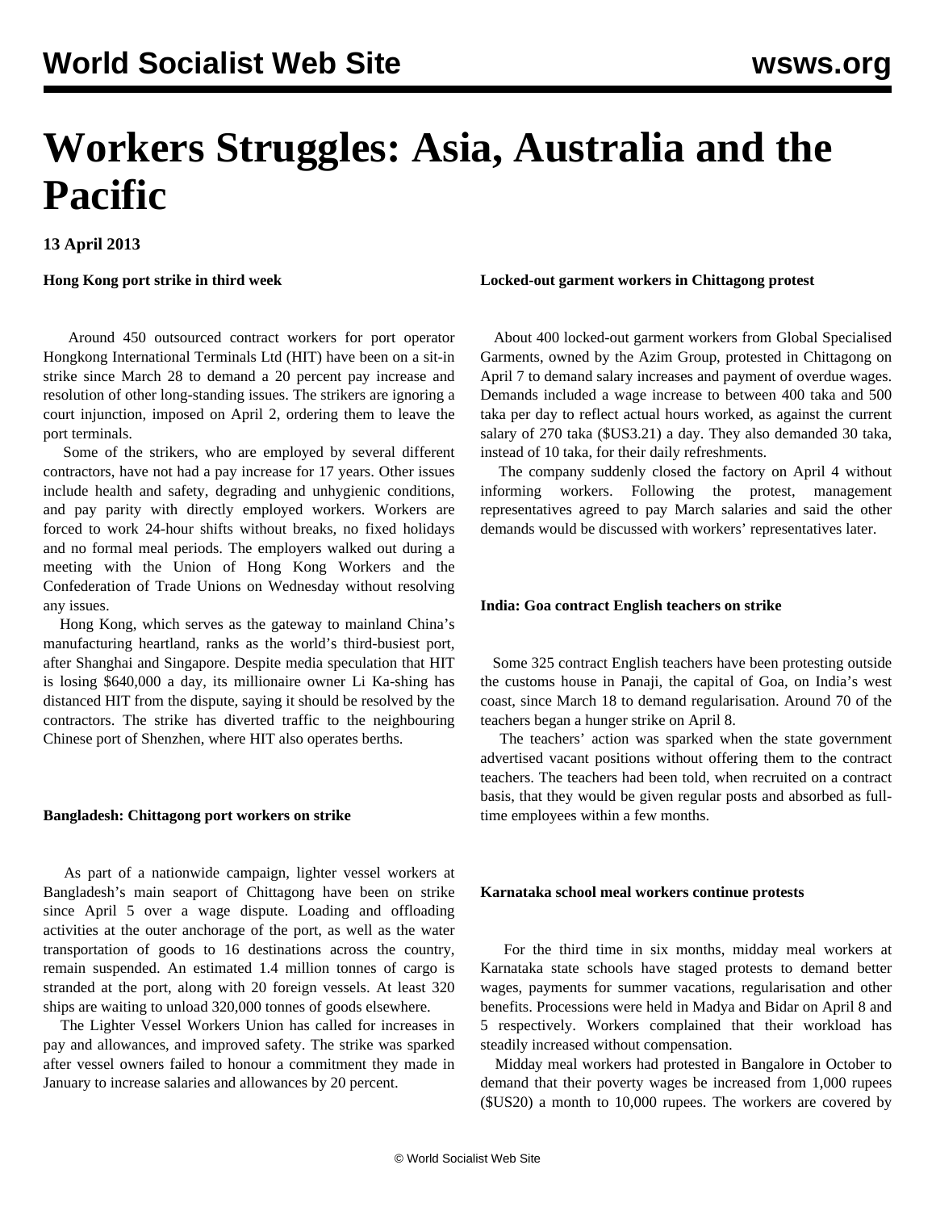# Workers Struggles: Asia, Australia and the Pacific

**13 April 2013**

**Hong Kong port strike in third week**

Around 450 outsourced contract workers for port operator Hongkong International Terminals Ltd (HIT) have been on a sit-in strike since March 28 to demand a 20 percent pay increase and resolution of other long-standing issues. The strikers are ignoring a court injunction, imposed on April 2, ordering them to leave the port terminals.

Some of the strikers, who are employed by several different contractors, have not had a pay increase for 17 years. Other issues include health and safety, degrading and unhygienic conditions, and pay parity with directly employed workers. Workers are forced to work 24-hour shifts without breaks, no fixed holidays and no formal meal periods. The employers walked out during a meeting with the Union of Hong Kong Workers and the Confederation of Trade Unions on Wednesday without resolving any issues.

Hong Kong, which serves as the gateway to mainland China's manufacturing heartland, ranks as the world's third-busiest port, after Shanghai and Singapore. Despite media speculation that HIT is losing $640,000 a day, its millionaire owner Li Ka-shing has distanced HIT from the dispute, saying it should be resolved by the contractors. The strike has diverted traffic to the neighbouring Chinese port of Shenzhen, where HIT also operates berths.

**Bangladesh: Chittagong port workers on strike**

As part of a nationwide campaign, lighter vessel workers at Bangladesh's main seaport of Chittagong have been on strike since April 5 over a wage dispute. Loading and offloading activities at the outer anchorage of the port, as well as the water transportation of goods to 16 destinations across the country, remain suspended. An estimated 1.4 million tonnes of cargo is stranded at the port, along with 20 foreign vessels. At least 320 ships are waiting to unload 320,000 tonnes of goods elsewhere.

The Lighter Vessel Workers Union has called for increases in pay and allowances, and improved safety. The strike was sparked after vessel owners failed to honour a commitment they made in January to increase salaries and allowances by 20 percent.

**Locked-out garment workers in Chittagong protest**

About 400 locked-out garment workers from Global Specialised Garments, owned by the Azim Group, protested in Chittagong on April 7 to demand salary increases and payment of overdue wages. Demands included a wage increase to between 400 taka and 500 taka per day to reflect actual hours worked, as against the current salary of 270 taka ($US3.21) a day. They also demanded 30 taka, instead of 10 taka, for their daily refreshments.

The company suddenly closed the factory on April 4 without informing workers. Following the protest, management representatives agreed to pay March salaries and said the other demands would be discussed with workers' representatives later.

**India: Goa contract English teachers on strike**

Some 325 contract English teachers have been protesting outside the customs house in Panaji, the capital of Goa, on India's west coast, since March 18 to demand regularisation. Around 70 of the teachers began a hunger strike on April 8.

The teachers' action was sparked when the state government advertised vacant positions without offering them to the contract teachers. The teachers had been told, when recruited on a contract basis, that they would be given regular posts and absorbed as full-time employees within a few months.

**Karnataka school meal workers continue protests**

For the third time in six months, midday meal workers at Karnataka state schools have staged protests to demand better wages, payments for summer vacations, regularisation and other benefits. Processions were held in Madya and Bidar on April 8 and 5 respectively. Workers complained that their workload has steadily increased without compensation.

Midday meal workers had protested in Bangalore in October to demand that their poverty wages be increased from 1,000 rupees ($US20) a month to 10,000 rupees. The workers are covered by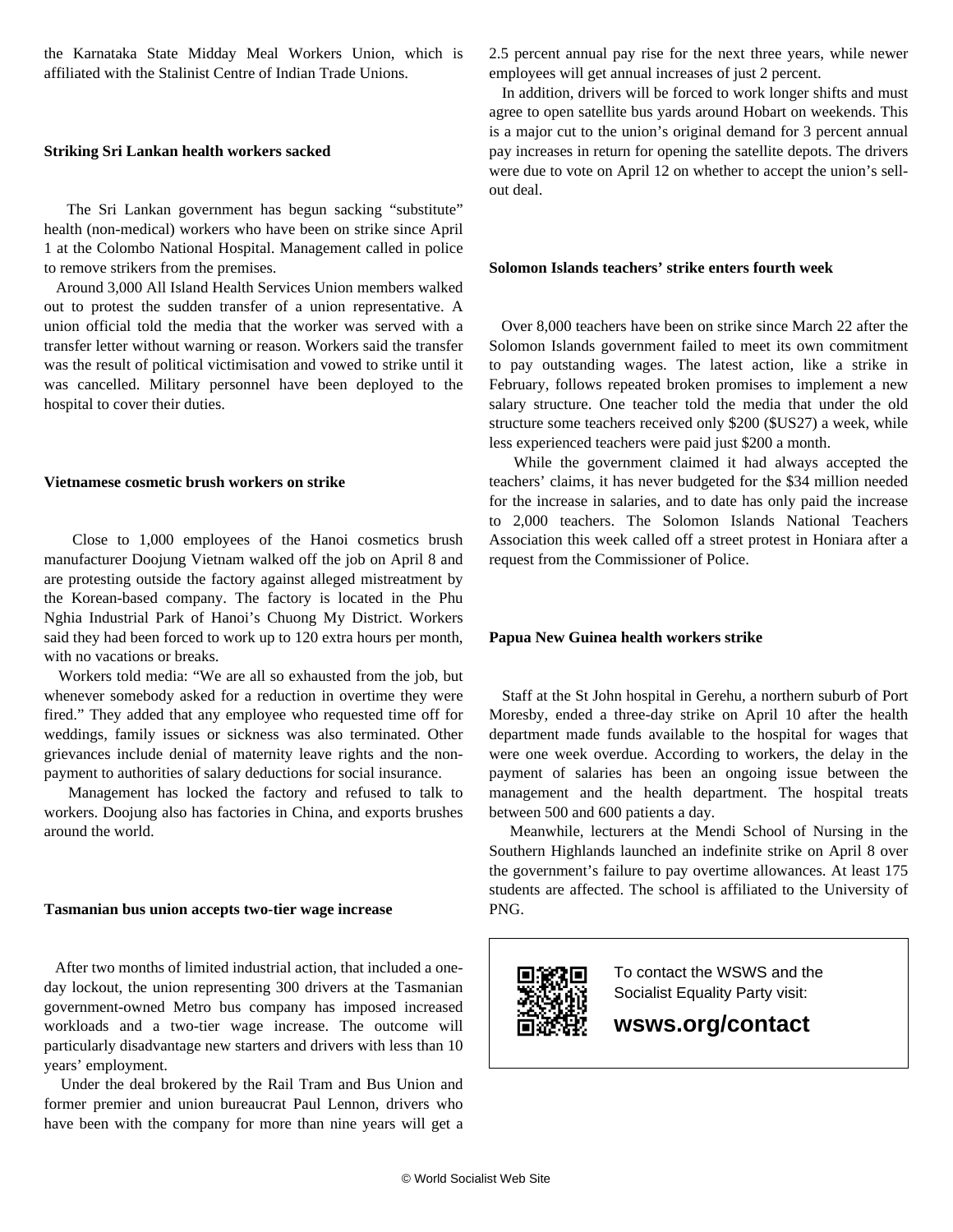the Karnataka State Midday Meal Workers Union, which is affiliated with the Stalinist Centre of Indian Trade Unions.

**Striking Sri Lankan health workers sacked**

The Sri Lankan government has begun sacking "substitute" health (non-medical) workers who have been on strike since April 1 at the Colombo National Hospital. Management called in police to remove strikers from the premises.

Around 3,000 All Island Health Services Union members walked out to protest the sudden transfer of a union representative. A union official told the media that the worker was served with a transfer letter without warning or reason. Workers said the transfer was the result of political victimisation and vowed to strike until it was cancelled. Military personnel have been deployed to the hospital to cover their duties.

**Vietnamese cosmetic brush workers on strike**

Close to 1,000 employees of the Hanoi cosmetics brush manufacturer Doojung Vietnam walked off the job on April 8 and are protesting outside the factory against alleged mistreatment by the Korean-based company. The factory is located in the Phu Nghia Industrial Park of Hanoi's Chuong My District. Workers said they had been forced to work up to 120 extra hours per month, with no vacations or breaks.

Workers told media: "We are all so exhausted from the job, but whenever somebody asked for a reduction in overtime they were fired." They added that any employee who requested time off for weddings, family issues or sickness was also terminated. Other grievances include denial of maternity leave rights and the non-payment to authorities of salary deductions for social insurance.

Management has locked the factory and refused to talk to workers. Doojung also has factories in China, and exports brushes around the world.

**Tasmanian bus union accepts two-tier wage increase**

After two months of limited industrial action, that included a one-day lockout, the union representing 300 drivers at the Tasmanian government-owned Metro bus company has imposed increased workloads and a two-tier wage increase. The outcome will particularly disadvantage new starters and drivers with less than 10 years' employment.

Under the deal brokered by the Rail Tram and Bus Union and former premier and union bureaucrat Paul Lennon, drivers who have been with the company for more than nine years will get a 2.5 percent annual pay rise for the next three years, while newer employees will get annual increases of just 2 percent.

In addition, drivers will be forced to work longer shifts and must agree to open satellite bus yards around Hobart on weekends. This is a major cut to the union's original demand for 3 percent annual pay increases in return for opening the satellite depots. The drivers were due to vote on April 12 on whether to accept the union's sell-out deal.

**Solomon Islands teachers' strike enters fourth week**

Over 8,000 teachers have been on strike since March 22 after the Solomon Islands government failed to meet its own commitment to pay outstanding wages. The latest action, like a strike in February, follows repeated broken promises to implement a new salary structure. One teacher told the media that under the old structure some teachers received only $200 ($US27) a week, while less experienced teachers were paid just $200 a month.

While the government claimed it had always accepted the teachers' claims, it has never budgeted for the $34 million needed for the increase in salaries, and to date has only paid the increase to 2,000 teachers. The Solomon Islands National Teachers Association this week called off a street protest in Honiara after a request from the Commissioner of Police.

**Papua New Guinea health workers strike**

Staff at the St John hospital in Gerehu, a northern suburb of Port Moresby, ended a three-day strike on April 10 after the health department made funds available to the hospital for wages that were one week overdue. According to workers, the delay in the payment of salaries has been an ongoing issue between the management and the health department. The hospital treats between 500 and 600 patients a day.

Meanwhile, lecturers at the Mendi School of Nursing in the Southern Highlands launched an indefinite strike on April 8 over the government's failure to pay overtime allowances. At least 175 students are affected. The school is affiliated to the University of PNG.

To contact the WSWS and the Socialist Equality Party visit:

**wsws.org/contact**